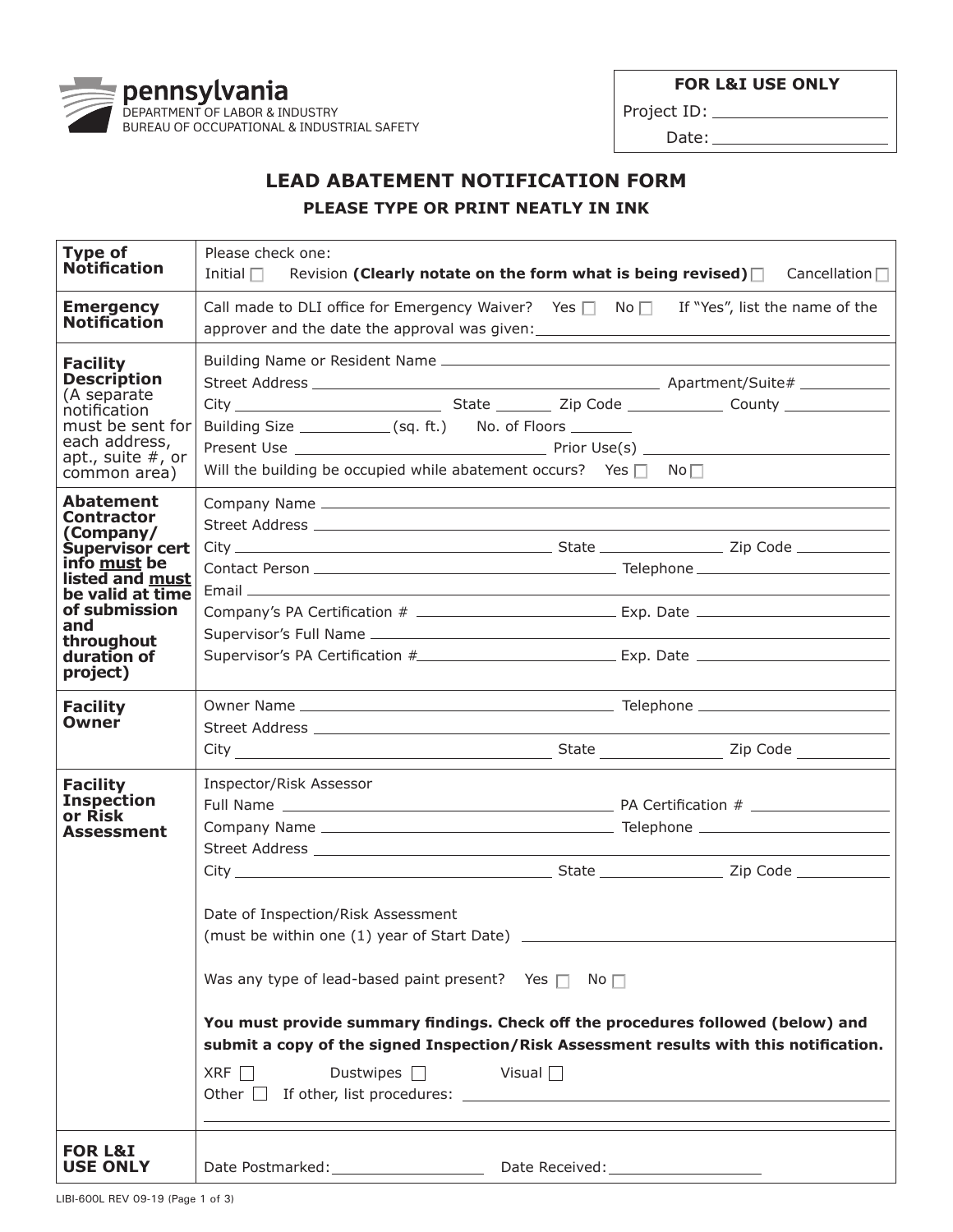pennsylvania
DEPARTMENT OF LABOR & INDUSTRY
BUREAU OF OCCUPATIONAL & INDUSTRIAL SAFETY

| **FOR L&I USE ONLY** |
|---|
| Project ID: ______________ |
| Date: ______________ |

# LEAD ABATEMENT NOTIFICATION FORM

## PLEASE TYPE OR PRINT NEATLY IN INK

| | |
|---|---|
| **Type of Notification** | Please check one:<br>Initial ☐ Revision **(Clearly notate on the form what is being revised)** ☐ Cancellation ☐ |
| **Emergency Notification** | Call made to DLI office for Emergency Waiver? Yes ☐ No ☐ If "Yes", list the name of the approver and the date the approval was given: ______________ |
| **Facility Description** (A separate notification must be sent for each address, apt., suite #, or common area) | Building Name or Resident Name ______________<br>Street Address ______________ Apartment/Suite# ______________<br>City ______________ State ______________ Zip Code ______________ County ______________<br>Building Size ______________ (sq. ft.) No. of Floors ______________<br>Present Use ______________ Prior Use(s) ______________<br>Will the building be occupied while abatement occurs? Yes ☐ No ☐ |
| **Abatement Contractor (Company/ Supervisor cert info must be listed and must be valid at time of submission and throughout duration of project)** | Company Name ______________<br>Street Address ______________<br>City ______________ State ______________ Zip Code ______________<br>Contact Person ______________ Telephone ______________<br>Email ______________<br>Company's PA Certification # ______________ Exp. Date ______________<br>Supervisor's Full Name ______________<br>Supervisor's PA Certification # ______________ Exp. Date ______________ |
| **Facility Owner** | Owner Name ______________ Telephone ______________<br>Street Address ______________<br>City ______________ State ______________ Zip Code ______________ |
| **Facility Inspection or Risk Assessment** | Inspector/Risk Assessor<br>Full Name ______________ PA Certification # ______________<br>Company Name ______________ Telephone ______________<br>Street Address ______________<br>City ______________ State ______________ Zip Code ______________<br><br>Date of Inspection/Risk Assessment<br>(must be within one (1) year of Start Date) ______________<br><br>Was any type of lead-based paint present? Yes ☐ No ☐<br><br>**You must provide summary findings. Check off the procedures followed (below) and submit a copy of the signed Inspection/Risk Assessment results with this notification.**<br>XRF ☐ Dustwipes ☐ Visual ☐<br>Other ☐ If other, list procedures: ______________ |
| **FOR L&I USE ONLY** | Date Postmarked: ______________ Date Received: ______________ |

LIBI-600L REV 09-19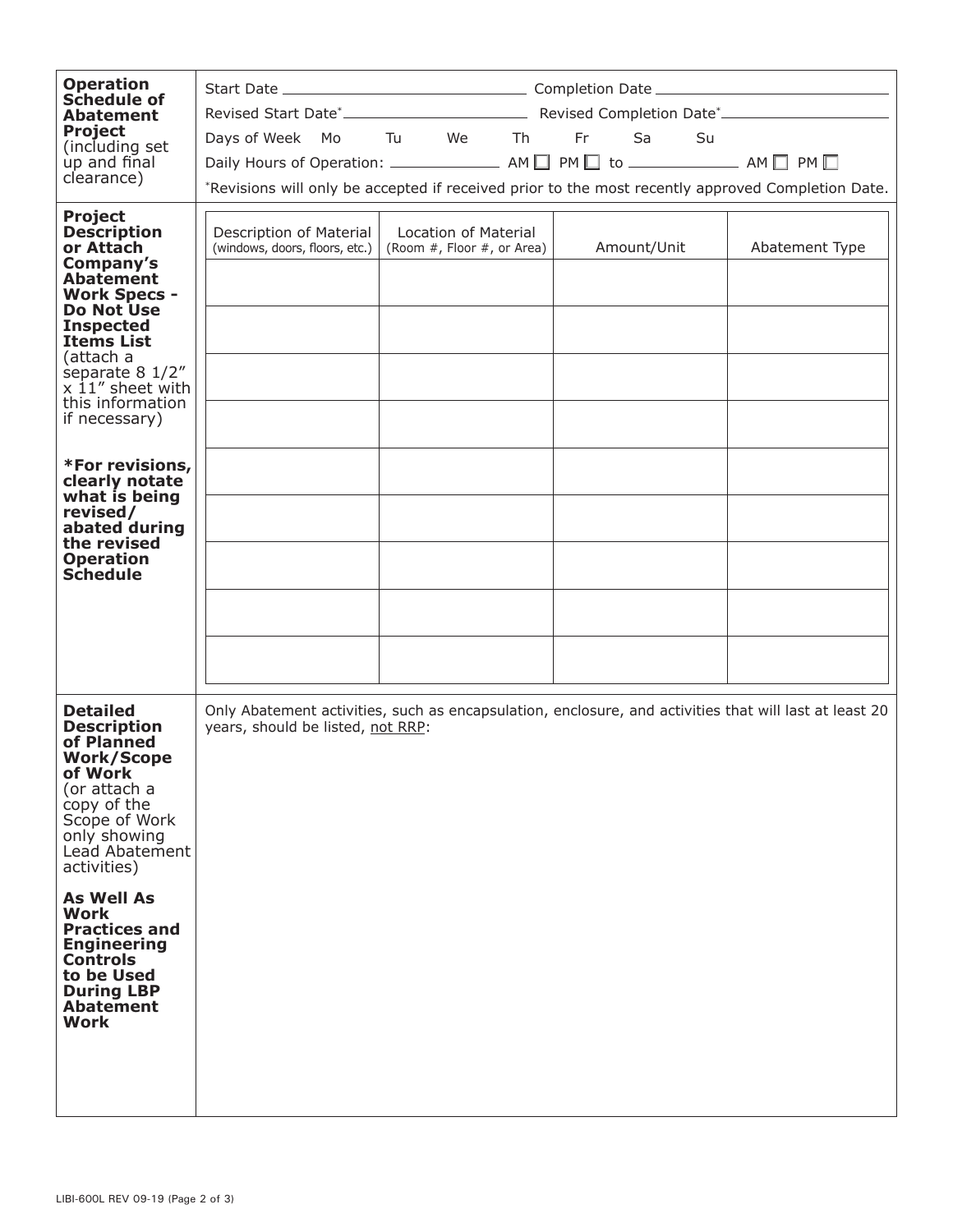**Operation Schedule of Abatement Project** (including set up and final clearance)

Start Date ______________________________ Completion Date ______________________________

Revised Start Date* ______________________ Revised Completion Date* ______________________

Days of Week Mo Tu We Th Fr Sa Su

Daily Hours of Operation: ____________ AM ☐ PM ☐ to ____________ AM ☐ PM ☐

*Revisions will only be accepted if received prior to the most recently approved Completion Date.

**Project Description or Attach Company's Abatement Work Specs - Do Not Use Inspected Items List** (attach a separate 8 1/2" x 11" sheet with this information if necessary)

***For revisions, clearly notate what is being revised/abated during the revised Operation Schedule**

| Description of Material (windows, doors, floors, etc.) | Location of Material (Room #, Floor #, or Area) | Amount/Unit | Abatement Type |
|---|---|---|---|
| | | | |
| | | | |
| | | | |
| | | | |
| | | | |
| | | | |
| | | | |
| | | | |
| | | | |

**Detailed Description of Planned Work/Scope of Work** (or attach a copy of the Scope of Work only showing Lead Abatement activities)

**As Well As Work Practices and Engineering Controls to be Used During LBP Abatement Work**

Only Abatement activities, such as encapsulation, enclosure, and activities that will last at least 20 years, should be listed, not RRP:

LIBI-600L REV 09-19 (Page 2 of 3)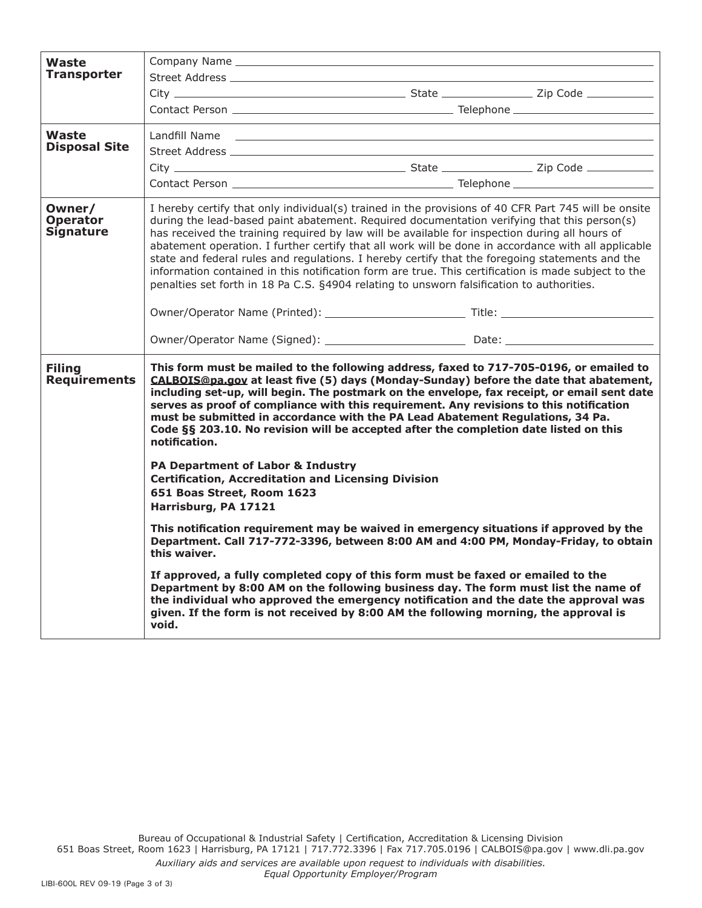| | |
|---|---|
| **Waste Transporter** | Company Name ___<br>Street Address ___<br>City ___ State ___ Zip Code ___<br>Contact Person ___ Telephone ___ |
| **Waste Disposal Site** | Landfill Name ___<br>Street Address ___<br>City ___ State ___ Zip Code ___<br>Contact Person ___ Telephone ___ |
| **Owner/ Operator Signature** | I hereby certify that only individual(s) trained in the provisions of 40 CFR Part 745 will be onsite during the lead-based paint abatement. Required documentation verifying that this person(s) has received the training required by law will be available for inspection during all hours of abatement operation. I further certify that all work will be done in accordance with all applicable state and federal rules and regulations. I hereby certify that the foregoing statements and the information contained in this notification form are true. This certification is made subject to the penalties set forth in 18 Pa C.S. §4904 relating to unsworn falsification to authorities.<br><br>Owner/Operator Name (Printed): ___ Title: ___<br><br>Owner/Operator Name (Signed): ___ Date: ___ |
| **Filing Requirements** | **This form must be mailed to the following address, faxed to 717-705-0196, or emailed to CALBOIS@pa.gov at least five (5) days (Monday-Sunday) before the date that abatement, including set-up, will begin. The postmark on the envelope, fax receipt, or email sent date serves as proof of compliance with this requirement. Any revisions to this notification must be submitted in accordance with the PA Lead Abatement Regulations, 34 Pa. Code §§ 203.10. No revision will be accepted after the completion date listed on this notification.**<br><br>**PA Department of Labor & Industry**<br>**Certification, Accreditation and Licensing Division**<br>**651 Boas Street, Room 1623**<br>**Harrisburg, PA 17121**<br><br>**This notification requirement may be waived in emergency situations if approved by the Department. Call 717-772-3396, between 8:00 AM and 4:00 PM, Monday-Friday, to obtain this waiver.**<br><br>**If approved, a fully completed copy of this form must be faxed or emailed to the Department by 8:00 AM on the following business day. The form must list the name of the individual who approved the emergency notification and the date the approval was given. If the form is not received by 8:00 AM the following morning, the approval is void.** |

Bureau of Occupational & Industrial Safety | Certification, Accreditation & Licensing Division
651 Boas Street, Room 1623 | Harrisburg, PA 17121 | 717.772.3396 | Fax 717.705.0196 | CALBOIS@pa.gov | www.dli.pa.gov

*Auxiliary aids and services are available upon request to individuals with disabilities.*
*Equal Opportunity Employer/Program*

LIBI-600L REV 09-19 (Page 3 of 3)